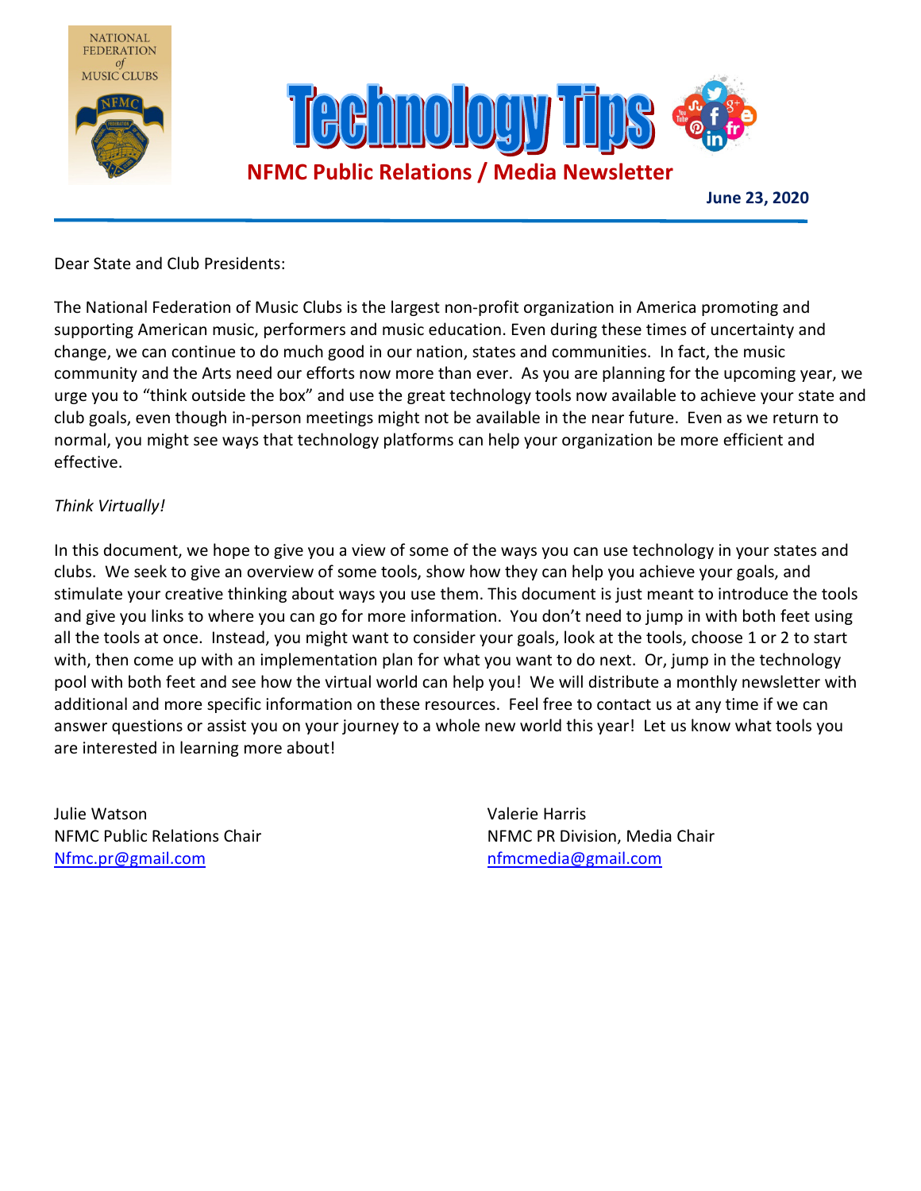NATIONAL FEDERATION of MUSIC CLUBS

# Technology Tips

## NFMC Public Relations / Media Newsletter

**June 23, 2020**

Dear State and Club Presidents:

The National Federation of Music Clubs is the largest non-profit organization in America promoting and supporting American music, performers and music education. Even during these times of uncertainty and change, we can continue to do much good in our nation, states and communities. In fact, the music community and the Arts need our efforts now more than ever. As you are planning for the upcoming year, we urge you to "think outside the box" and use the great technology tools now available to achieve your state and club goals, even though in-person meetings might not be available in the near future. Even as we return to normal, you might see ways that technology platforms can help your organization be more efficient and effective.

*Think Virtually!*

In this document, we hope to give you a view of some of the ways you can use technology in your states and clubs. We seek to give an overview of some tools, show how they can help you achieve your goals, and stimulate your creative thinking about ways you use them. This document is just meant to introduce the tools and give you links to where you can go for more information. You don't need to jump in with both feet using all the tools at once. Instead, you might want to consider your goals, look at the tools, choose 1 or 2 to start with, then come up with an implementation plan for what you want to do next. Or, jump in the technology pool with both feet and see how the virtual world can help you! We will distribute a monthly newsletter with additional and more specific information on these resources. Feel free to contact us at any time if we can answer questions or assist you on your journey to a whole new world this year! Let us know what tools you are interested in learning more about!

Julie Watson
NFMC Public Relations Chair
Nfmc.pr@gmail.com

Valerie Harris
NFMC PR Division, Media Chair
nfmcmedia@gmail.com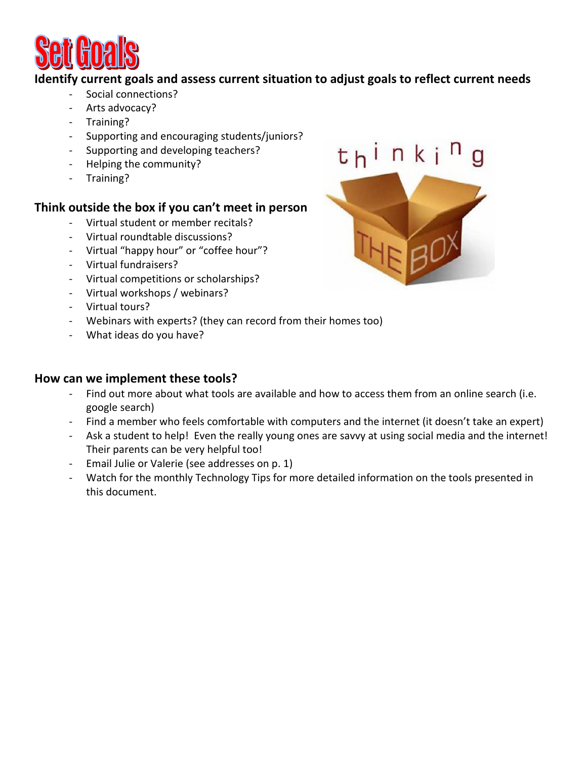# Set Goals

### Identify current goals and assess current situation to adjust goals to reflect current needs

- Social connections?
- Arts advocacy?
- Training?
- Supporting and encouraging students/juniors?
- Supporting and developing teachers?
- Helping the community?
- Training?

### Think outside the box if you can't meet in person

- Virtual student or member recitals?
- Virtual roundtable discussions?
- Virtual "happy hour" or "coffee hour"?
- Virtual fundraisers?
- Virtual competitions or scholarships?
- Virtual workshops / webinars?
- Virtual tours?
- Webinars with experts? (they can record from their homes too)
- What ideas do you have?

### How can we implement these tools?

- Find out more about what tools are available and how to access them from an online search (i.e. google search)
- Find a member who feels comfortable with computers and the internet (it doesn't take an expert)
- Ask a student to help! Even the really young ones are savvy at using social media and the internet! Their parents can be very helpful too!
- Email Julie or Valerie (see addresses on p. 1)
- Watch for the monthly Technology Tips for more detailed information on the tools presented in this document.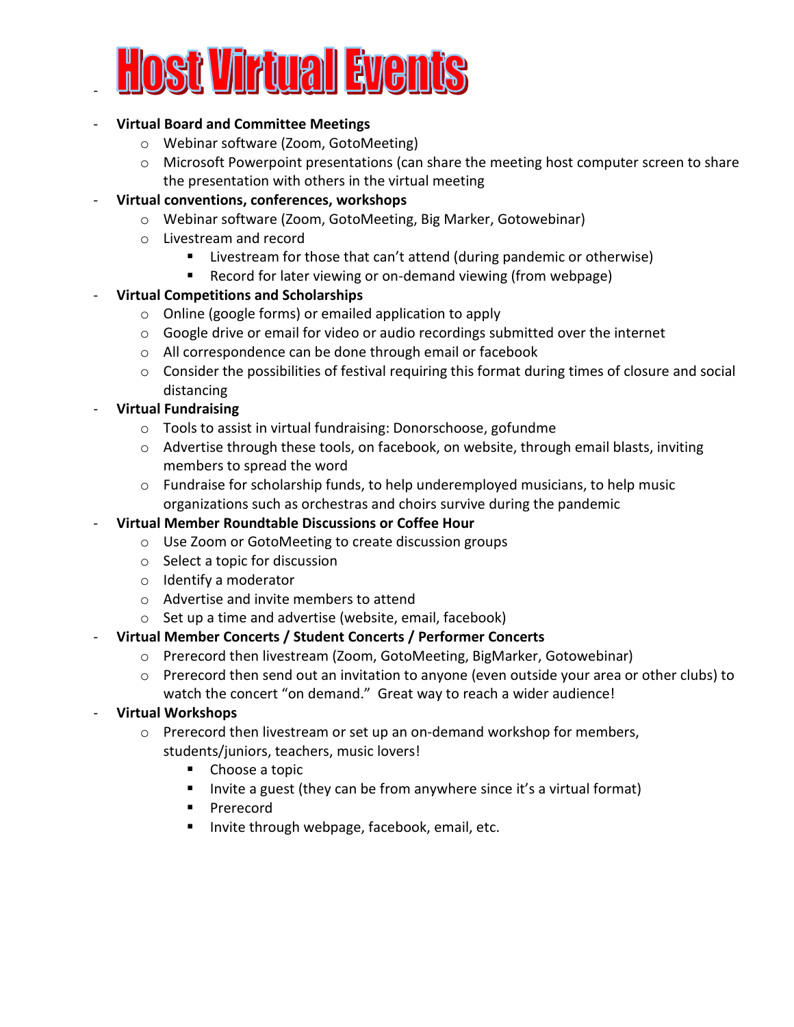# Host Virtual Events

- **Virtual Board and Committee Meetings**
  - Webinar software (Zoom, GotoMeeting)
  - Microsoft Powerpoint presentations (can share the meeting host computer screen to share the presentation with others in the virtual meeting
- **Virtual conventions, conferences, workshops**
  - Webinar software (Zoom, GotoMeeting, Big Marker, Gotowebinar)
  - Livestream and record
    - Livestream for those that can't attend (during pandemic or otherwise)
    - Record for later viewing or on-demand viewing (from webpage)
- **Virtual Competitions and Scholarships**
  - Online (google forms) or emailed application to apply
  - Google drive or email for video or audio recordings submitted over the internet
  - All correspondence can be done through email or facebook
  - Consider the possibilities of festival requiring this format during times of closure and social distancing
- **Virtual Fundraising**
  - Tools to assist in virtual fundraising: Donorschoose, gofundme
  - Advertise through these tools, on facebook, on website, through email blasts, inviting members to spread the word
  - Fundraise for scholarship funds, to help underemployed musicians, to help music organizations such as orchestras and choirs survive during the pandemic
- **Virtual Member Roundtable Discussions or Coffee Hour**
  - Use Zoom or GotoMeeting to create discussion groups
  - Select a topic for discussion
  - Identify a moderator
  - Advertise and invite members to attend
  - Set up a time and advertise (website, email, facebook)
- **Virtual Member Concerts / Student Concerts / Performer Concerts**
  - Prerecord then livestream (Zoom, GotoMeeting, BigMarker, Gotowebinar)
  - Prerecord then send out an invitation to anyone (even outside your area or other clubs) to watch the concert "on demand." Great way to reach a wider audience!
- **Virtual Workshops**
  - Prerecord then livestream or set up an on-demand workshop for members, students/juniors, teachers, music lovers!
    - Choose a topic
    - Invite a guest (they can be from anywhere since it's a virtual format)
    - Prerecord
    - Invite through webpage, facebook, email, etc.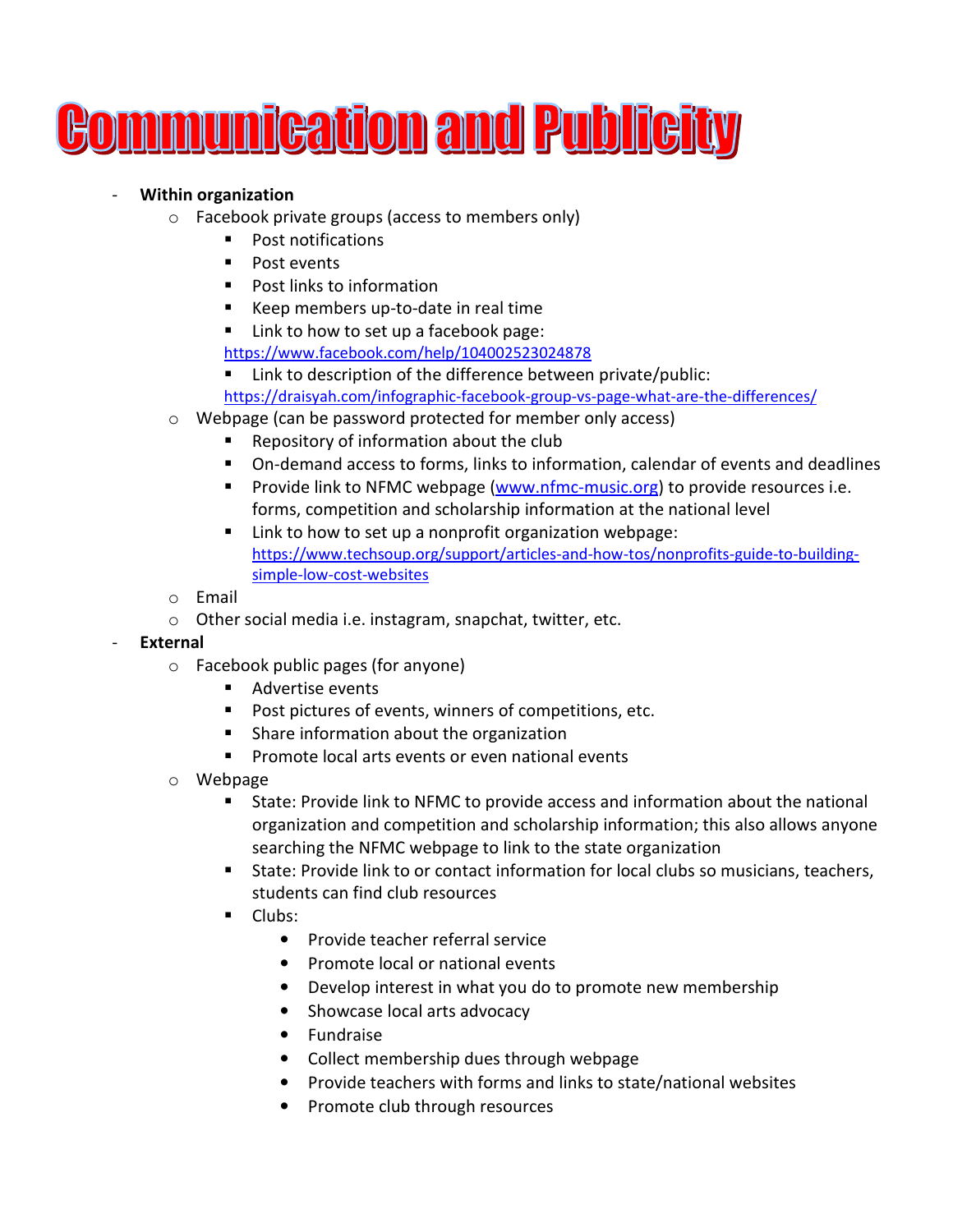# Communication and Publicity

- **Within organization**
  - Facebook private groups (access to members only)
    - Post notifications
    - Post events
    - Post links to information
    - Keep members up-to-date in real time
    - Link to how to set up a facebook page: https://www.facebook.com/help/104002523024878
    - Link to description of the difference between private/public: https://draisyah.com/infographic-facebook-group-vs-page-what-are-the-differences/
  - Webpage (can be password protected for member only access)
    - Repository of information about the club
    - On-demand access to forms, links to information, calendar of events and deadlines
    - Provide link to NFMC webpage (www.nfmc-music.org) to provide resources i.e. forms, competition and scholarship information at the national level
    - Link to how to set up a nonprofit organization webpage: https://www.techsoup.org/support/articles-and-how-tos/nonprofits-guide-to-building-simple-low-cost-websites
  - Email
  - Other social media i.e. instagram, snapchat, twitter, etc.
- **External**
  - Facebook public pages (for anyone)
    - Advertise events
    - Post pictures of events, winners of competitions, etc.
    - Share information about the organization
    - Promote local arts events or even national events
  - Webpage
    - State: Provide link to NFMC to provide access and information about the national organization and competition and scholarship information; this also allows anyone searching the NFMC webpage to link to the state organization
    - State: Provide link to or contact information for local clubs so musicians, teachers, students can find club resources
    - Clubs:
      - Provide teacher referral service
      - Promote local or national events
      - Develop interest in what you do to promote new membership
      - Showcase local arts advocacy
      - Fundraise
      - Collect membership dues through webpage
      - Provide teachers with forms and links to state/national websites
      - Promote club through resources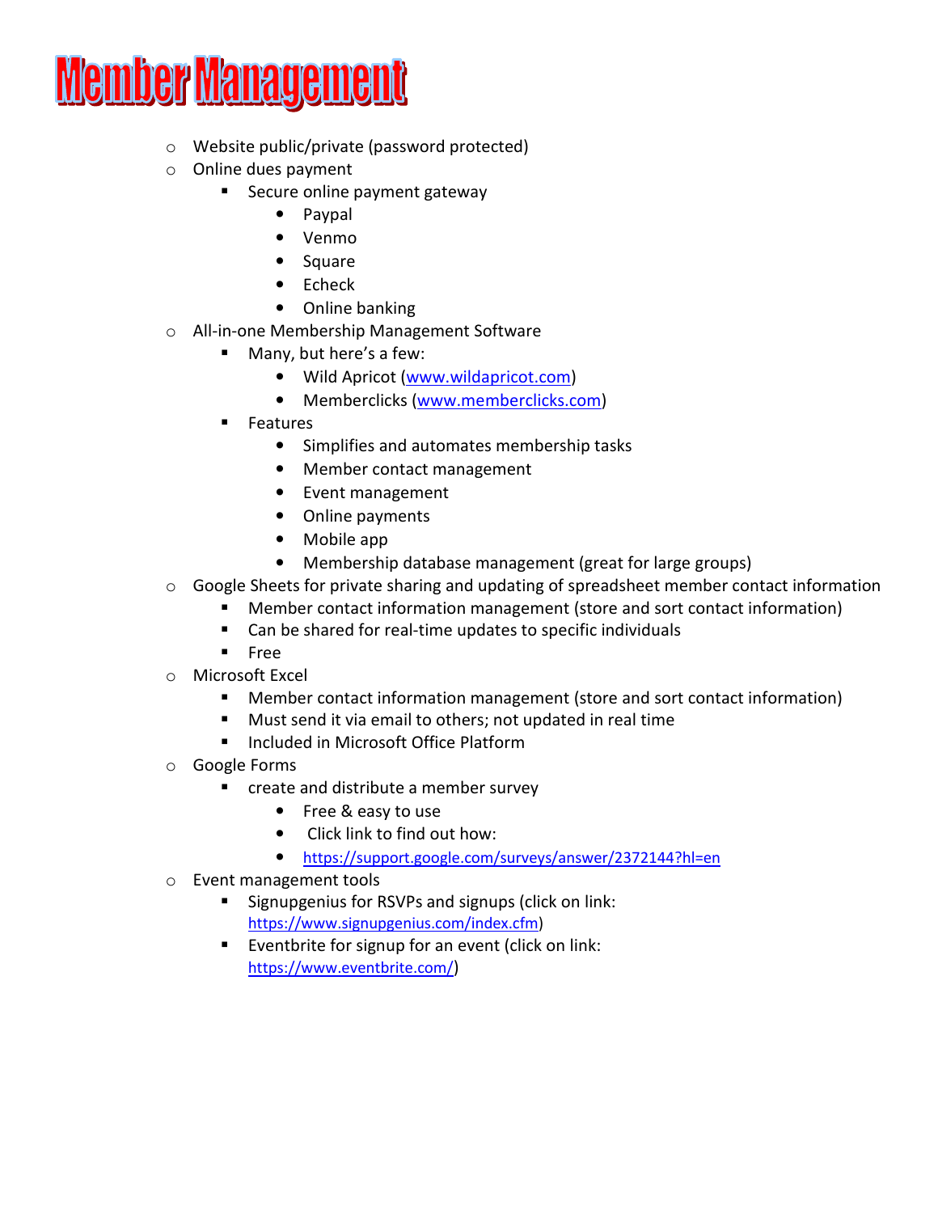# Member Management

- Website public/private (password protected)
- Online dues payment
    - Secure online payment gateway
        - Paypal
        - Venmo
        - Square
        - Echeck
        - Online banking
- All-in-one Membership Management Software
    - Many, but here's a few:
        - Wild Apricot ([www.wildapricot.com](http://www.wildapricot.com))
        - Memberclicks ([www.memberclicks.com](http://www.memberclicks.com))
    - Features
        - Simplifies and automates membership tasks
        - Member contact management
        - Event management
        - Online payments
        - Mobile app
        - Membership database management (great for large groups)
- Google Sheets for private sharing and updating of spreadsheet member contact information
    - Member contact information management (store and sort contact information)
    - Can be shared for real-time updates to specific individuals
    - Free
- Microsoft Excel
    - Member contact information management (store and sort contact information)
    - Must send it via email to others; not updated in real time
    - Included in Microsoft Office Platform
- Google Forms
    - create and distribute a member survey
        - Free & easy to use
        - Click link to find out how:
        - [https://support.google.com/surveys/answer/2372144?hl=en](https://support.google.com/surveys/answer/2372144?hl=en)
- Event management tools
    - Signupgenius for RSVPs and signups (click on link: [https://www.signupgenius.com/index.cfm](https://www.signupgenius.com/index.cfm))
    - Eventbrite for signup for an event (click on link: [https://www.eventbrite.com/](https://www.eventbrite.com/))